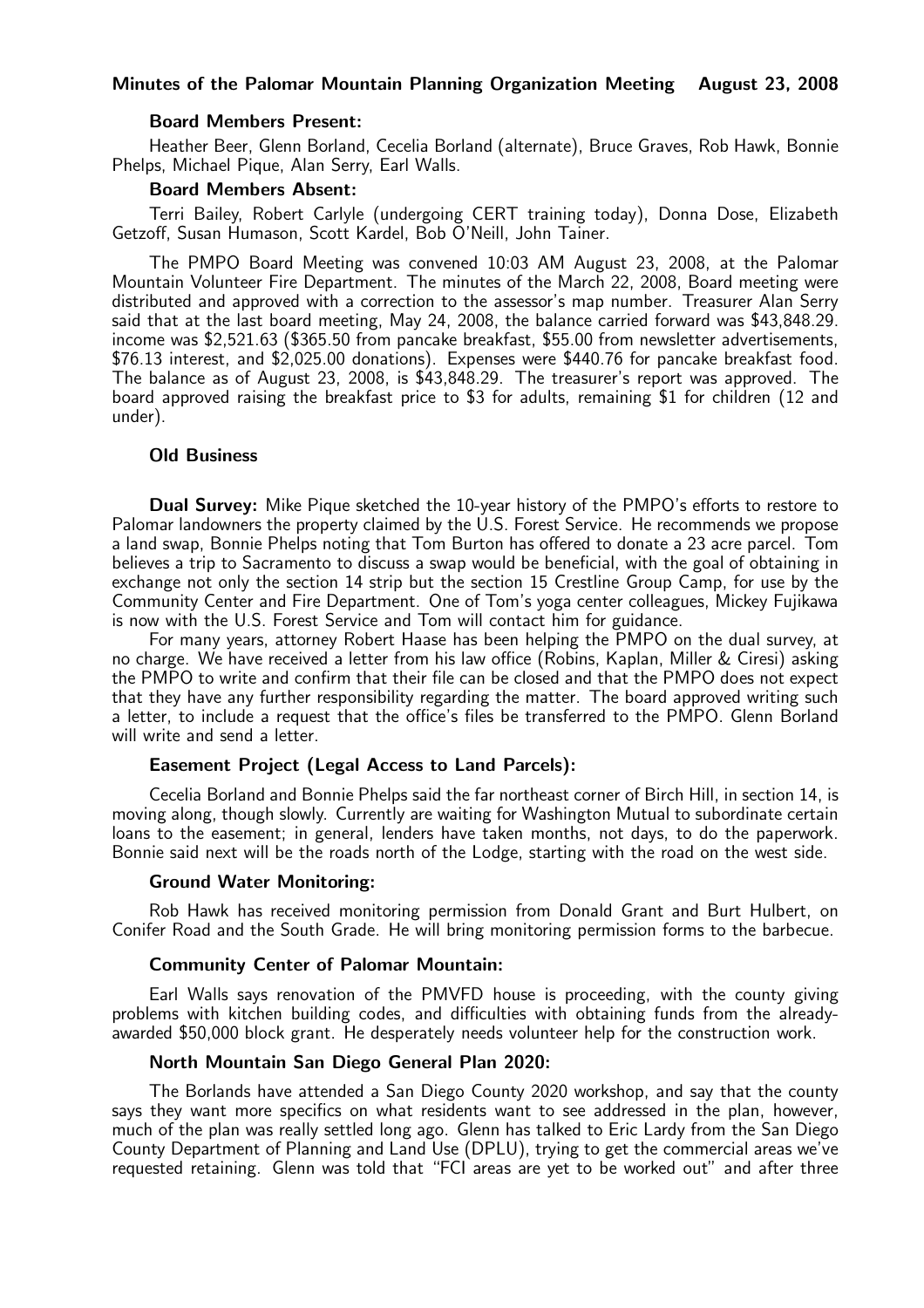# Minutes of the Palomar Mountain Planning Organization Meeting August 23, 2008

### Board Members Present:

Heather Beer, Glenn Borland, Cecelia Borland (alternate), Bruce Graves, Rob Hawk, Bonnie Phelps, Michael Pique, Alan Serry, Earl Walls.

### Board Members Absent:

Terri Bailey, Robert Carlyle (undergoing CERT training today), Donna Dose, Elizabeth Getzoff, Susan Humason, Scott Kardel, Bob O'Neill, John Tainer.

The PMPO Board Meeting was convened 10:03 AM August 23, 2008, at the Palomar Mountain Volunteer Fire Department. The minutes of the March 22, 2008, Board meeting were distributed and approved with a correction to the assessor's map number. Treasurer Alan Serry said that at the last board meeting, May 24, 2008, the balance carried forward was $43,848.29. income was $2,521.63 ($365.50 from pancake breakfast, $55.00 from newsletter advertisements, $76.13 interest, and $2,025.00 donations). Expenses were $440.76 for pancake breakfast food. The balance as of August 23, 2008, is $43,848.29. The treasurer's report was approved. The board approved raising the breakfast price to $3 for adults, remaining $1 for children (12 and under).

## Old Business

**Dual Survey:** Mike Pique sketched the 10-year history of the PMPO's efforts to restore to Palomar landowners the property claimed by the U.S. Forest Service. He recommends we propose a land swap, Bonnie Phelps noting that Tom Burton has offered to donate a 23 acre parcel. Tom believes a trip to Sacramento to discuss a swap would be beneficial, with the goal of obtaining in exchange not only the section 14 strip but the section 15 Crestline Group Camp, for use by the Community Center and Fire Department. One of Tom's yoga center colleagues, Mickey Fujikawa is now with the U.S. Forest Service and Tom will contact him for guidance.

For many years, attorney Robert Haase has been helping the PMPO on the dual survey, at no charge. We have received a letter from his law office (Robins, Kaplan, Miller & Ciresi) asking the PMPO to write and confirm that their file can be closed and that the PMPO does not expect that they have any further responsibility regarding the matter. The board approved writing such a letter, to include a request that the office's files be transferred to the PMPO. Glenn Borland will write and send a letter.

### Easement Project (Legal Access to Land Parcels):

Cecelia Borland and Bonnie Phelps said the far northeast corner of Birch Hill, in section 14, is moving along, though slowly. Currently are waiting for Washington Mutual to subordinate certain loans to the easement; in general, lenders have taken months, not days, to do the paperwork. Bonnie said next will be the roads north of the Lodge, starting with the road on the west side.

### Ground Water Monitoring:

Rob Hawk has received monitoring permission from Donald Grant and Burt Hulbert, on Conifer Road and the South Grade. He will bring monitoring permission forms to the barbecue.

### Community Center of Palomar Mountain:

Earl Walls says renovation of the PMVFD house is proceeding, with the county giving problems with kitchen building codes, and difficulties with obtaining funds from the already-awarded $50,000 block grant. He desperately needs volunteer help for the construction work.

### North Mountain San Diego General Plan 2020:

The Borlands have attended a San Diego County 2020 workshop, and say that the county says they want more specifics on what residents want to see addressed in the plan, however, much of the plan was really settled long ago. Glenn has talked to Eric Lardy from the San Diego County Department of Planning and Land Use (DPLU), trying to get the commercial areas we've requested retaining. Glenn was told that "FCI areas are yet to be worked out" and after three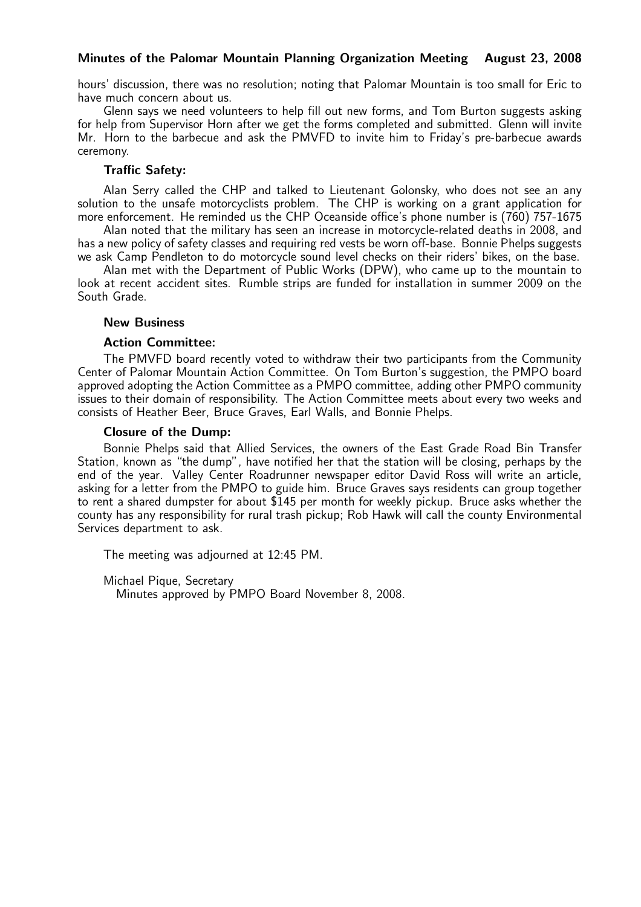hours' discussion, there was no resolution; noting that Palomar Mountain is too small for Eric to have much concern about us.

Glenn says we need volunteers to help fill out new forms, and Tom Burton suggests asking for help from Supervisor Horn after we get the forms completed and submitted. Glenn will invite Mr. Horn to the barbecue and ask the PMVFD to invite him to Friday's pre-barbecue awards ceremony.

### Traffic Safety:

Alan Serry called the CHP and talked to Lieutenant Golonsky, who does not see an any solution to the unsafe motorcyclists problem. The CHP is working on a grant application for more enforcement. He reminded us the CHP Oceanside office's phone number is (760) 757-1675

Alan noted that the military has seen an increase in motorcycle-related deaths in 2008, and has a new policy of safety classes and requiring red vests be worn off-base. Bonnie Phelps suggests we ask Camp Pendleton to do motorcycle sound level checks on their riders' bikes, on the base.

Alan met with the Department of Public Works (DPW), who came up to the mountain to look at recent accident sites. Rumble strips are funded for installation in summer 2009 on the South Grade.

### New Business

### Action Committee:

The PMVFD board recently voted to withdraw their two participants from the Community Center of Palomar Mountain Action Committee. On Tom Burton's suggestion, the PMPO board approved adopting the Action Committee as a PMPO committee, adding other PMPO community issues to their domain of responsibility. The Action Committee meets about every two weeks and consists of Heather Beer, Bruce Graves, Earl Walls, and Bonnie Phelps.

### Closure of the Dump:

Bonnie Phelps said that Allied Services, the owners of the East Grade Road Bin Transfer Station, known as "the dump", have notified her that the station will be closing, perhaps by the end of the year. Valley Center Roadrunner newspaper editor David Ross will write an article, asking for a letter from the PMPO to guide him. Bruce Graves says residents can group together to rent a shared dumpster for about $145 per month for weekly pickup. Bruce asks whether the county has any responsibility for rural trash pickup; Rob Hawk will call the county Environmental Services department to ask.

The meeting was adjourned at 12:45 PM.

Michael Pique, Secretary
Minutes approved by PMPO Board November 8, 2008.